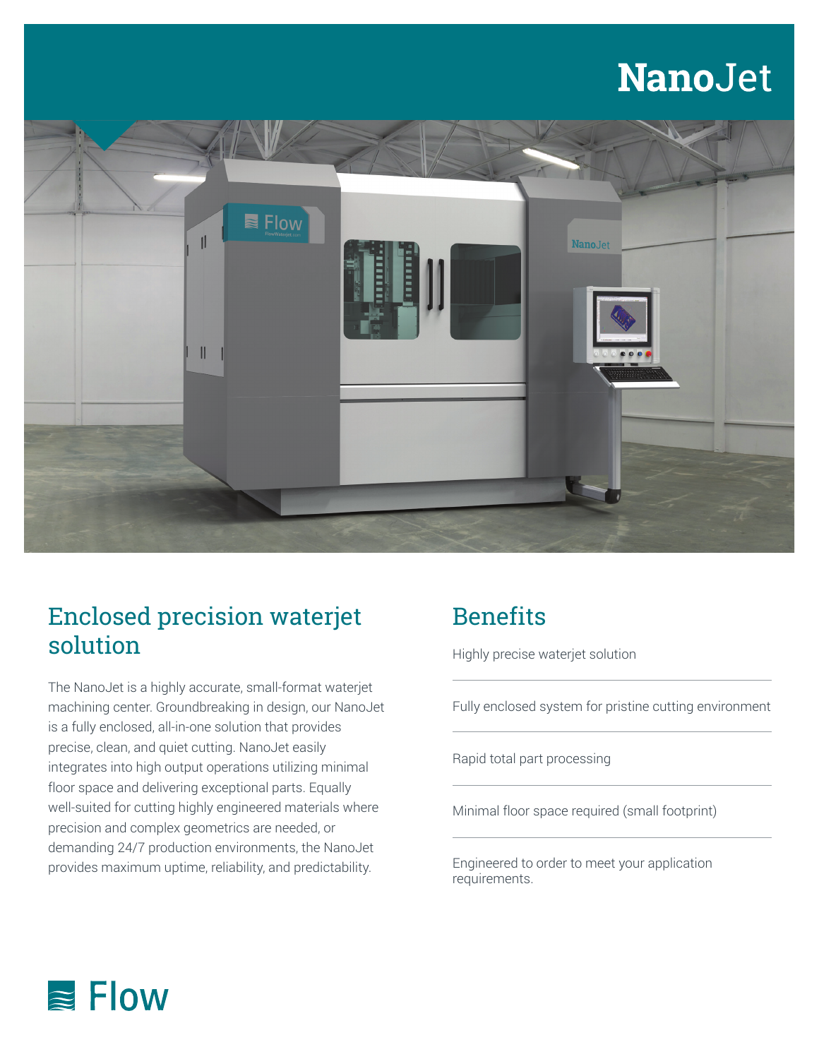# NanoJet

## Enclosed precision waterjet solution

The NanoJet is a highly accurate, small-format waterjet machining center. Groundbreaking in design, our NanoJet is a fully enclosed, all-in-one solution that provides precise, clean, and quiet cutting. NanoJet easily integrates into high output operations utilizing minimal floor space and delivering exceptional parts. Equally well-suited for cutting highly engineered materials where precision and complex geometrics are needed, or demanding 24/7 production environments, the NanoJet provides maximum uptime, reliability, and predictability.

## Benefits

Highly precise waterjet solution

Fully enclosed system for pristine cutting environment

Rapid total part processing

Minimal floor space required (small footprint)

Engineered to order to meet your application requirements.

Flow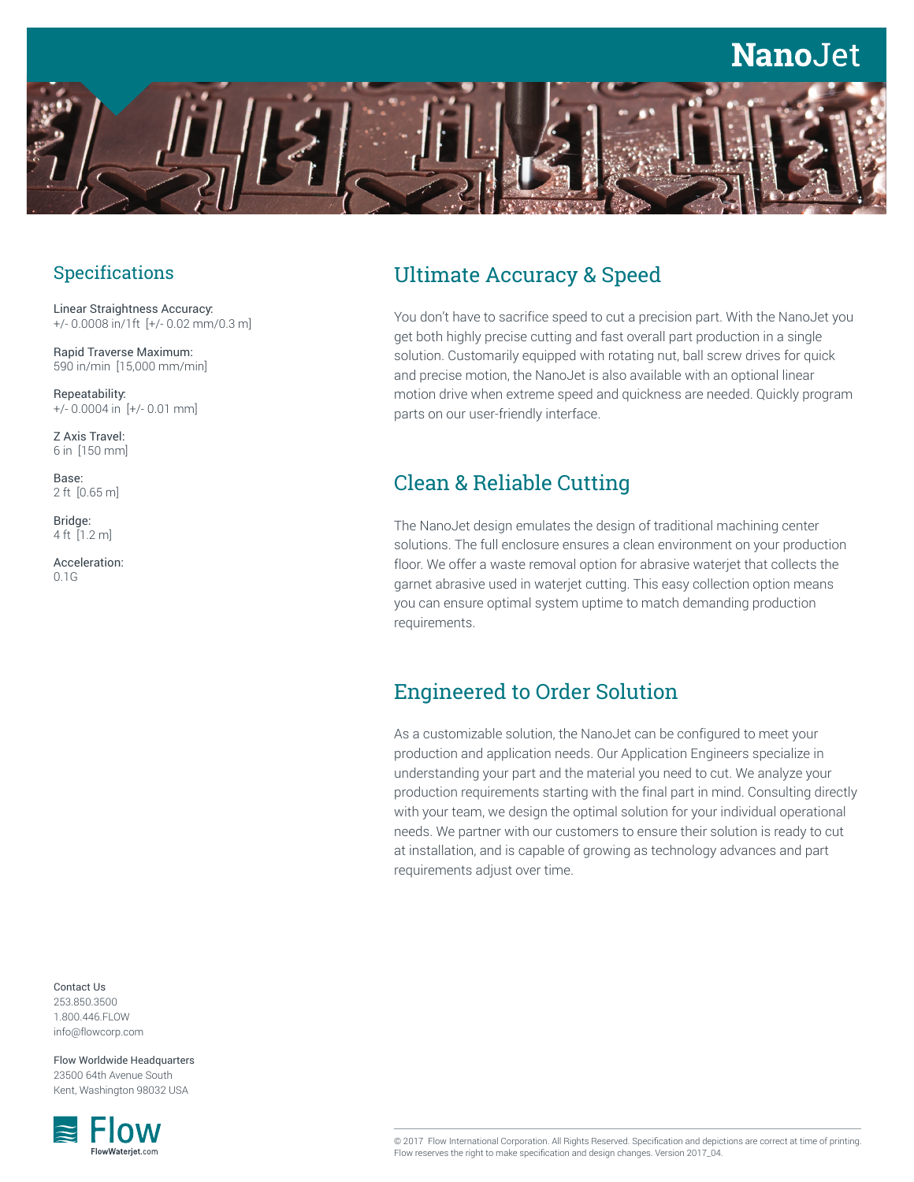# NanoJet

## Specifications

Linear Straightness Accuracy:
+/- 0.0008 in/1ft [+/- 0.02 mm/0.3 m]

Rapid Traverse Maximum:
590 in/min [15,000 mm/min]

Repeatability:
+/- 0.0004 in [+/- 0.01 mm]

Z Axis Travel:
6 in [150 mm]

Base:
2 ft [0.65 m]

Bridge:
4 ft [1.2 m]

Acceleration:
0.1G

## Ultimate Accuracy & Speed

You don't have to sacrifice speed to cut a precision part. With the NanoJet you get both highly precise cutting and fast overall part production in a single solution. Customarily equipped with rotating nut, ball screw drives for quick and precise motion, the NanoJet is also available with an optional linear motion drive when extreme speed and quickness are needed. Quickly program parts on our user-friendly interface.

## Clean & Reliable Cutting

The NanoJet design emulates the design of traditional machining center solutions. The full enclosure ensures a clean environment on your production floor. We offer a waste removal option for abrasive waterjet that collects the garnet abrasive used in waterjet cutting. This easy collection option means you can ensure optimal system uptime to match demanding production requirements.

## Engineered to Order Solution

As a customizable solution, the NanoJet can be configured to meet your production and application needs. Our Application Engineers specialize in understanding your part and the material you need to cut. We analyze your production requirements starting with the final part in mind. Consulting directly with your team, we design the optimal solution for your individual operational needs. We partner with our customers to ensure their solution is ready to cut at installation, and is capable of growing as technology advances and part requirements adjust over time.

Contact Us
253.850.3500
1.800.446.FLOW
info@flowcorp.com

Flow Worldwide Headquarters
23500 64th Avenue South
Kent, Washington 98032 USA

Flow
FlowWaterjet.com

© 2017 Flow International Corporation. All Rights Reserved. Specification and depictions are correct at time of printing. Flow reserves the right to make specification and design changes. Version 2017_04.